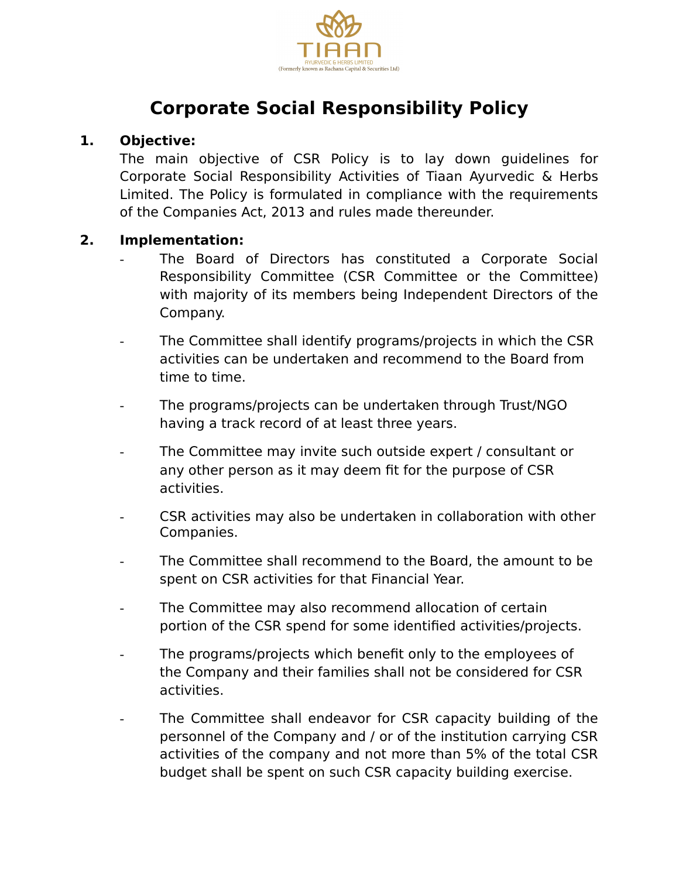# Corporate Social Responsibility Policy

**1. Objective:**

The main objective of CSR Policy is to lay down guidelines for Corporate Social Responsibility Activities of Tiaan Ayurvedic & Herbs Limited. The Policy is formulated in compliance with the requirements of the Companies Act, 2013 and rules made thereunder.

**2. Implementation:**

- The Board of Directors has constituted a Corporate Social Responsibility Committee (CSR Committee or the Committee) with majority of its members being Independent Directors of the Company.

- The Committee shall identify programs/projects in which the CSR activities can be undertaken and recommend to the Board from time to time.

- The programs/projects can be undertaken through Trust/NGO having a track record of at least three years.

- The Committee may invite such outside expert / consultant or any other person as it may deem fit for the purpose of CSR activities.

- CSR activities may also be undertaken in collaboration with other Companies.

- The Committee shall recommend to the Board, the amount to be spent on CSR activities for that Financial Year.

- The Committee may also recommend allocation of certain portion of the CSR spend for some identified activities/projects.

- The programs/projects which benefit only to the employees of the Company and their families shall not be considered for CSR activities.

- The Committee shall endeavor for CSR capacity building of the personnel of the Company and / or of the institution carrying CSR activities of the company and not more than 5% of the total CSR budget shall be spent on such CSR capacity building exercise.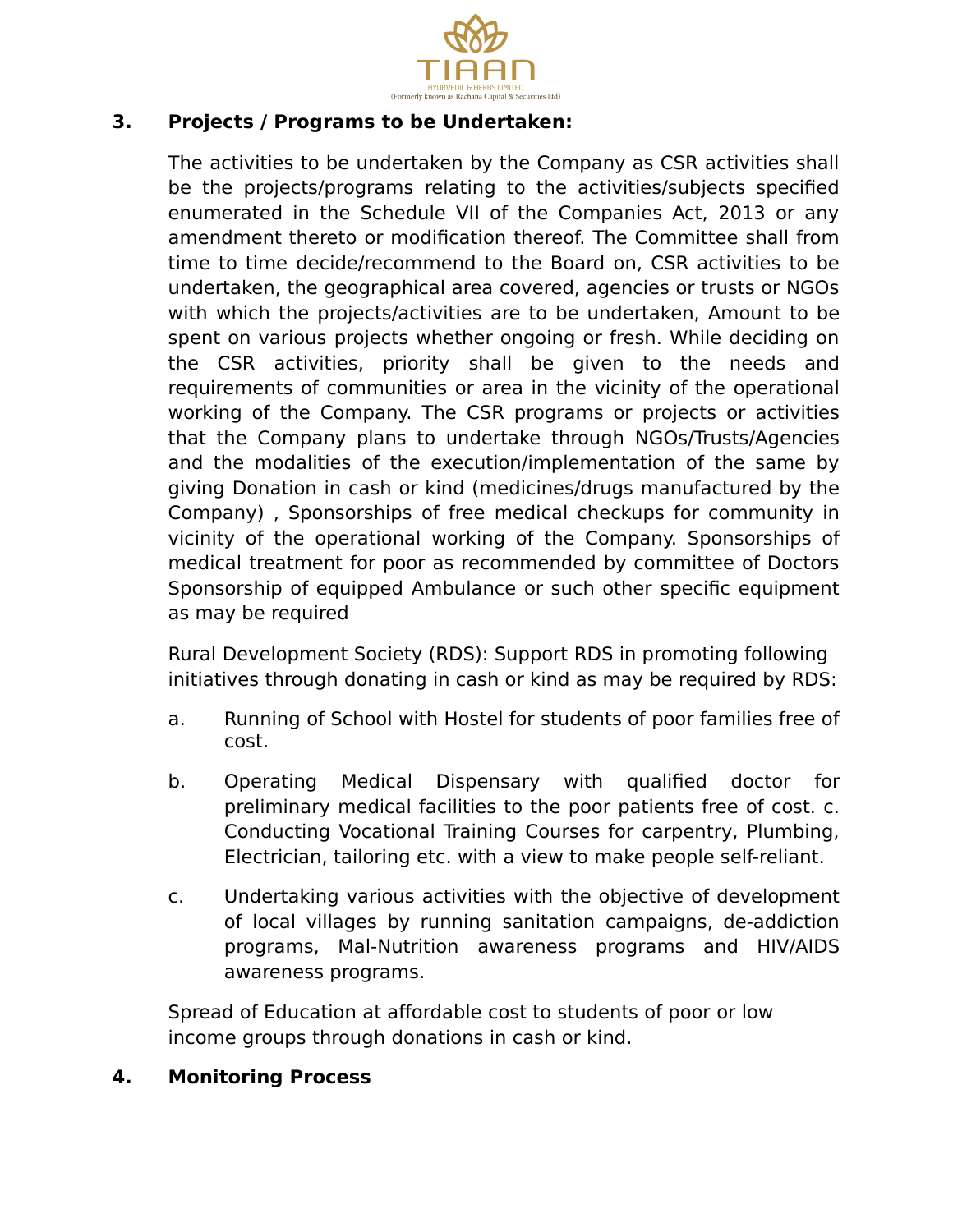## 3. Projects / Programs to be Undertaken:

The activities to be undertaken by the Company as CSR activities shall be the projects/programs relating to the activities/subjects specified enumerated in the Schedule VII of the Companies Act, 2013 or any amendment thereto or modification thereof. The Committee shall from time to time decide/recommend to the Board on, CSR activities to be undertaken, the geographical area covered, agencies or trusts or NGOs with which the projects/activities are to be undertaken, Amount to be spent on various projects whether ongoing or fresh. While deciding on the CSR activities, priority shall be given to the needs and requirements of communities or area in the vicinity of the operational working of the Company. The CSR programs or projects or activities that the Company plans to undertake through NGOs/Trusts/Agencies and the modalities of the execution/implementation of the same by giving Donation in cash or kind (medicines/drugs manufactured by the Company) , Sponsorships of free medical checkups for community in vicinity of the operational working of the Company. Sponsorships of medical treatment for poor as recommended by committee of Doctors Sponsorship of equipped Ambulance or such other specific equipment as may be required

Rural Development Society (RDS): Support RDS in promoting following initiatives through donating in cash or kind as may be required by RDS:

a. Running of School with Hostel for students of poor families free of cost.

b. Operating Medical Dispensary with qualified doctor for preliminary medical facilities to the poor patients free of cost. c. Conducting Vocational Training Courses for carpentry, Plumbing, Electrician, tailoring etc. with a view to make people self-reliant.

c. Undertaking various activities with the objective of development of local villages by running sanitation campaigns, de-addiction programs, Mal-Nutrition awareness programs and HIV/AIDS awareness programs.

Spread of Education at affordable cost to students of poor or low income groups through donations in cash or kind.

## 4. Monitoring Process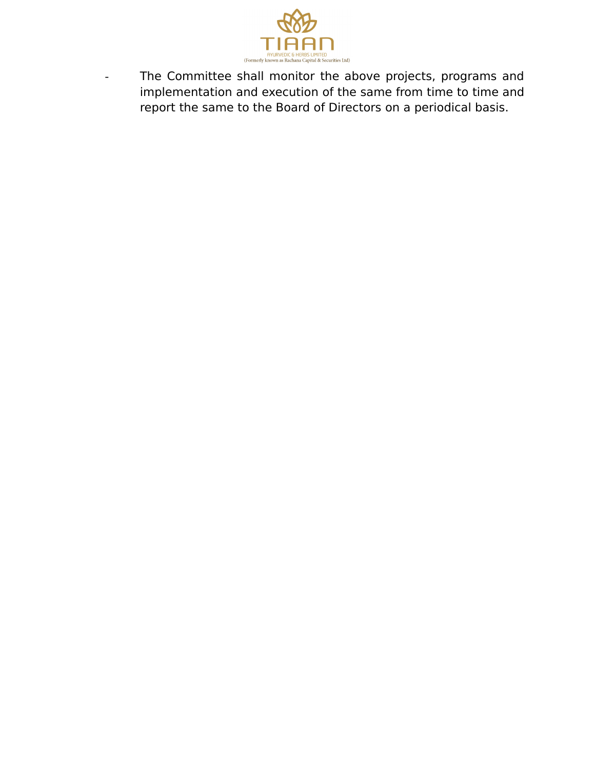- The Committee shall monitor the above projects, programs and implementation and execution of the same from time to time and report the same to the Board of Directors on a periodical basis.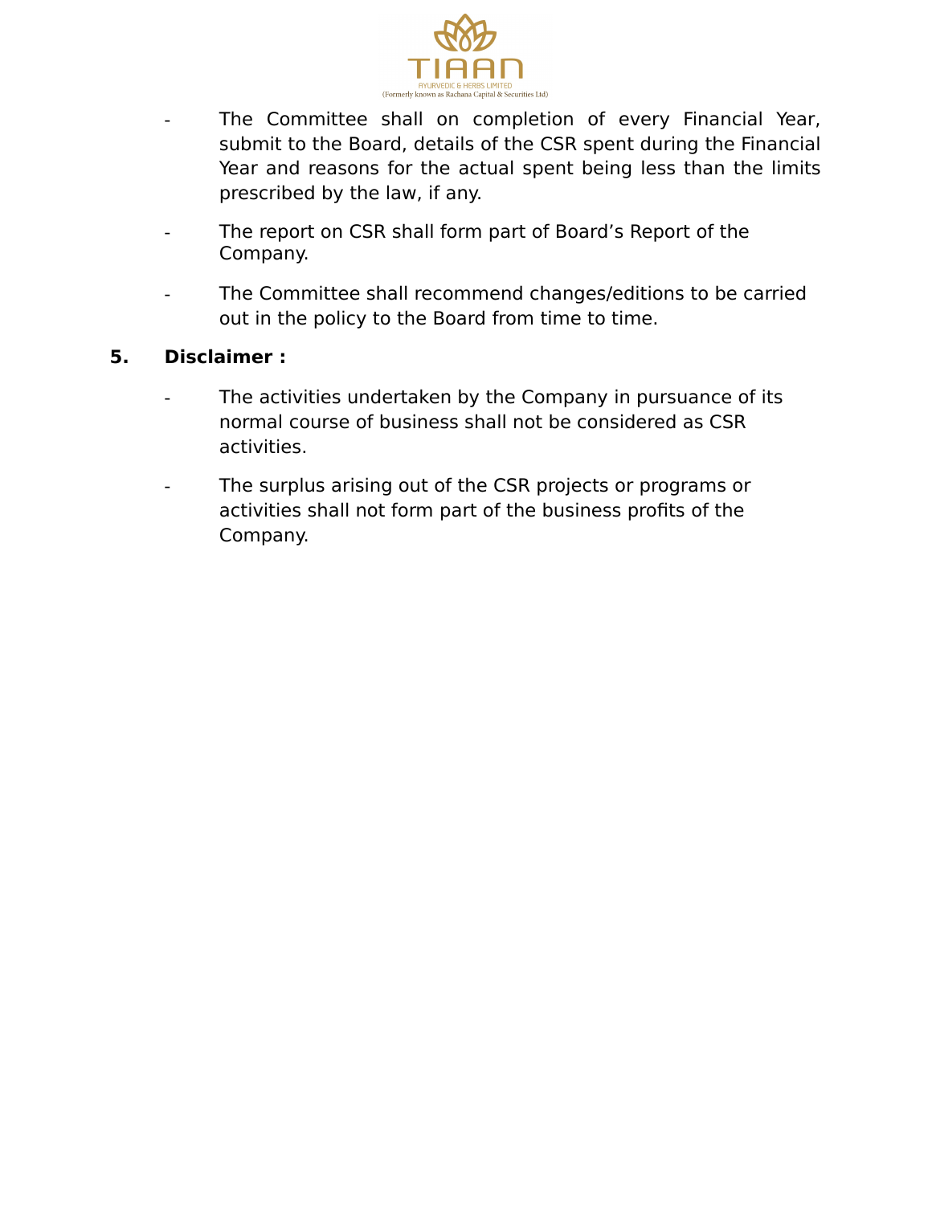- The Committee shall on completion of every Financial Year, submit to the Board, details of the CSR spent during the Financial Year and reasons for the actual spent being less than the limits prescribed by the law, if any.
- The report on CSR shall form part of Board's Report of the Company.
- The Committee shall recommend changes/editions to be carried out in the policy to the Board from time to time.

**5. Disclaimer :**

- The activities undertaken by the Company in pursuance of its normal course of business shall not be considered as CSR activities.
- The surplus arising out of the CSR projects or programs or activities shall not form part of the business profits of the Company.